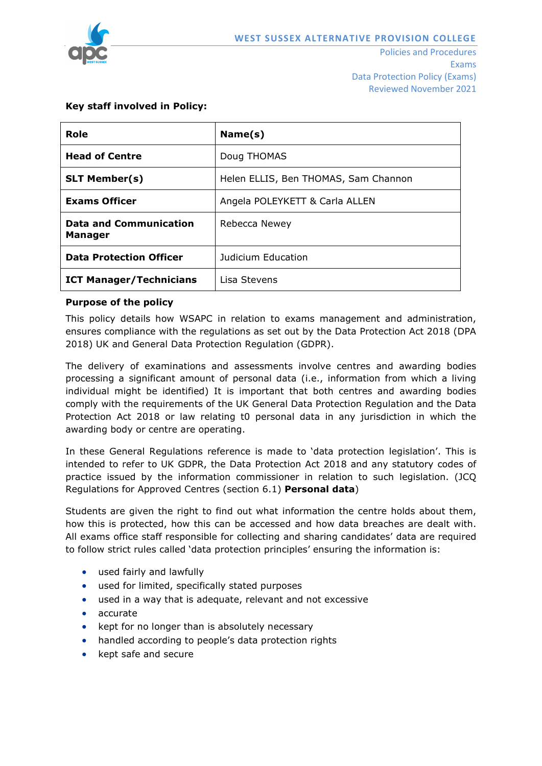WEST SUSSEX ALTERNATIVE PROVISION COLLEGE

Policies and Procedures
Exams
Data Protection Policy (Exams)
Reviewed November 2021

**Key staff involved in Policy:**

| Role | Name(s) |
|---|---|
| **Head of Centre** | Doug THOMAS |
| **SLT Member(s)** | Helen ELLIS, Ben THOMAS, Sam Channon |
| **Exams Officer** | Angela POLEYKETT & Carla ALLEN |
| **Data and Communication Manager** | Rebecca Newey |
| **Data Protection Officer** | Judicium Education |
| **ICT Manager/Technicians** | Lisa Stevens |

**Purpose of the policy**

This policy details how WSAPC in relation to exams management and administration, ensures compliance with the regulations as set out by the Data Protection Act 2018 (DPA 2018) UK and General Data Protection Regulation (GDPR).

The delivery of examinations and assessments involve centres and awarding bodies processing a significant amount of personal data (i.e., information from which a living individual might be identified) It is important that both centres and awarding bodies comply with the requirements of the UK General Data Protection Regulation and the Data Protection Act 2018 or law relating t0 personal data in any jurisdiction in which the awarding body or centre are operating.

In these General Regulations reference is made to 'data protection legislation'. This is intended to refer to UK GDPR, the Data Protection Act 2018 and any statutory codes of practice issued by the information commissioner in relation to such legislation. (JCQ Regulations for Approved Centres (section 6.1) **Personal data**)

Students are given the right to find out what information the centre holds about them, how this is protected, how this can be accessed and how data breaches are dealt with. All exams office staff responsible for collecting and sharing candidates' data are required to follow strict rules called 'data protection principles' ensuring the information is:

- used fairly and lawfully
- used for limited, specifically stated purposes
- used in a way that is adequate, relevant and not excessive
- accurate
- kept for no longer than is absolutely necessary
- handled according to people's data protection rights
- kept safe and secure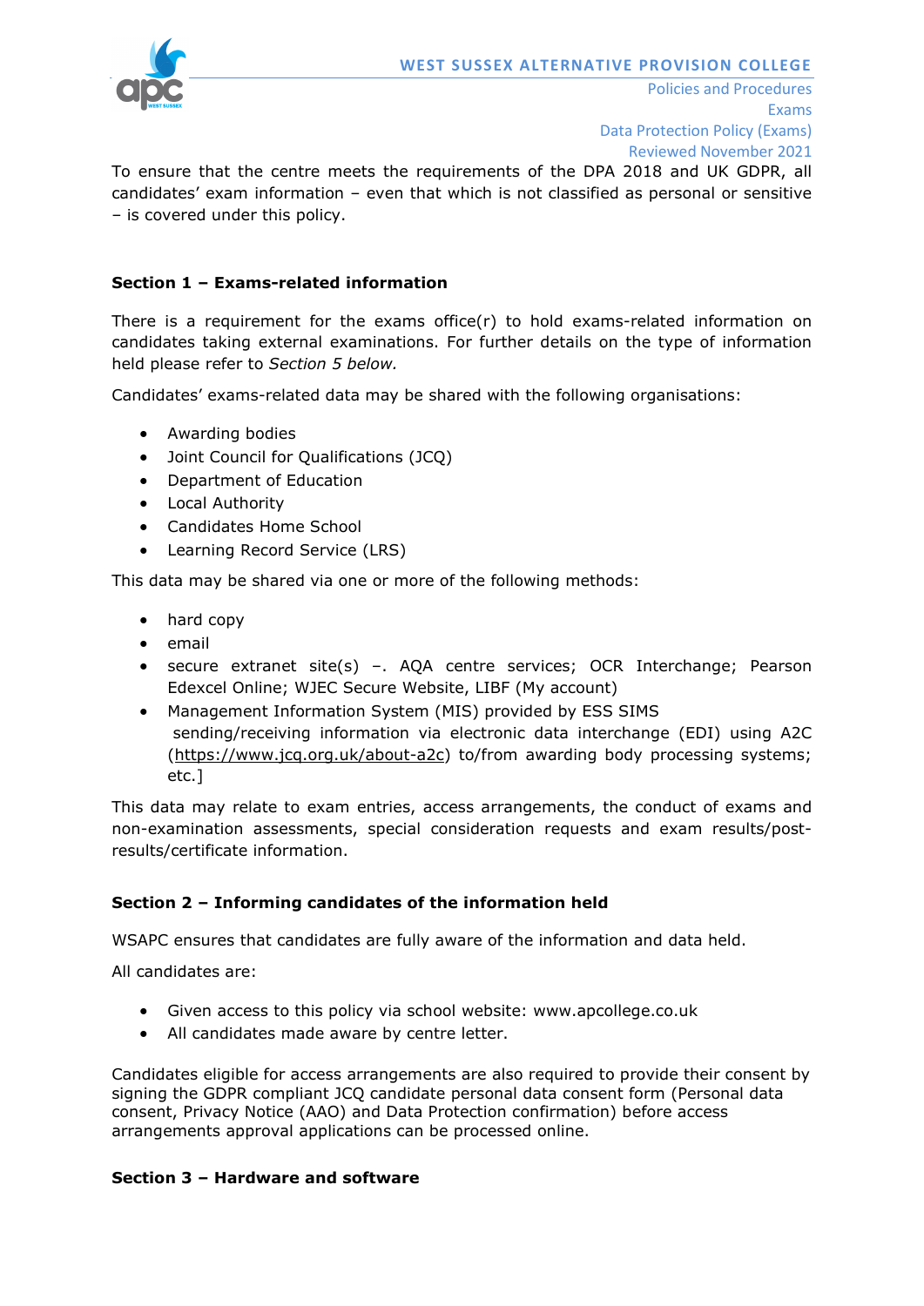To ensure that the centre meets the requirements of the DPA 2018 and UK GDPR, all candidates' exam information – even that which is not classified as personal or sensitive – is covered under this policy.

## Section 1 – Exams-related information

There is a requirement for the exams office(r) to hold exams-related information on candidates taking external examinations. For further details on the type of information held please refer to *Section 5 below.*

Candidates' exams-related data may be shared with the following organisations:

- Awarding bodies
- Joint Council for Qualifications (JCQ)
- Department of Education
- Local Authority
- Candidates Home School
- Learning Record Service (LRS)

This data may be shared via one or more of the following methods:

- hard copy
- email
- secure extranet site(s) –. AQA centre services; OCR Interchange; Pearson Edexcel Online; WJEC Secure Website, LIBF (My account)
- Management Information System (MIS) provided by ESS SIMS sending/receiving information via electronic data interchange (EDI) using A2C (https://www.jcq.org.uk/about-a2c) to/from awarding body processing systems; etc.]

This data may relate to exam entries, access arrangements, the conduct of exams and non-examination assessments, special consideration requests and exam results/post-results/certificate information.

## Section 2 – Informing candidates of the information held

WSAPC ensures that candidates are fully aware of the information and data held.

All candidates are:

- Given access to this policy via school website: www.apcollege.co.uk
- All candidates made aware by centre letter.

Candidates eligible for access arrangements are also required to provide their consent by signing the GDPR compliant JCQ candidate personal data consent form (Personal data consent, Privacy Notice (AAO) and Data Protection confirmation) before access arrangements approval applications can be processed online.

## Section 3 – Hardware and software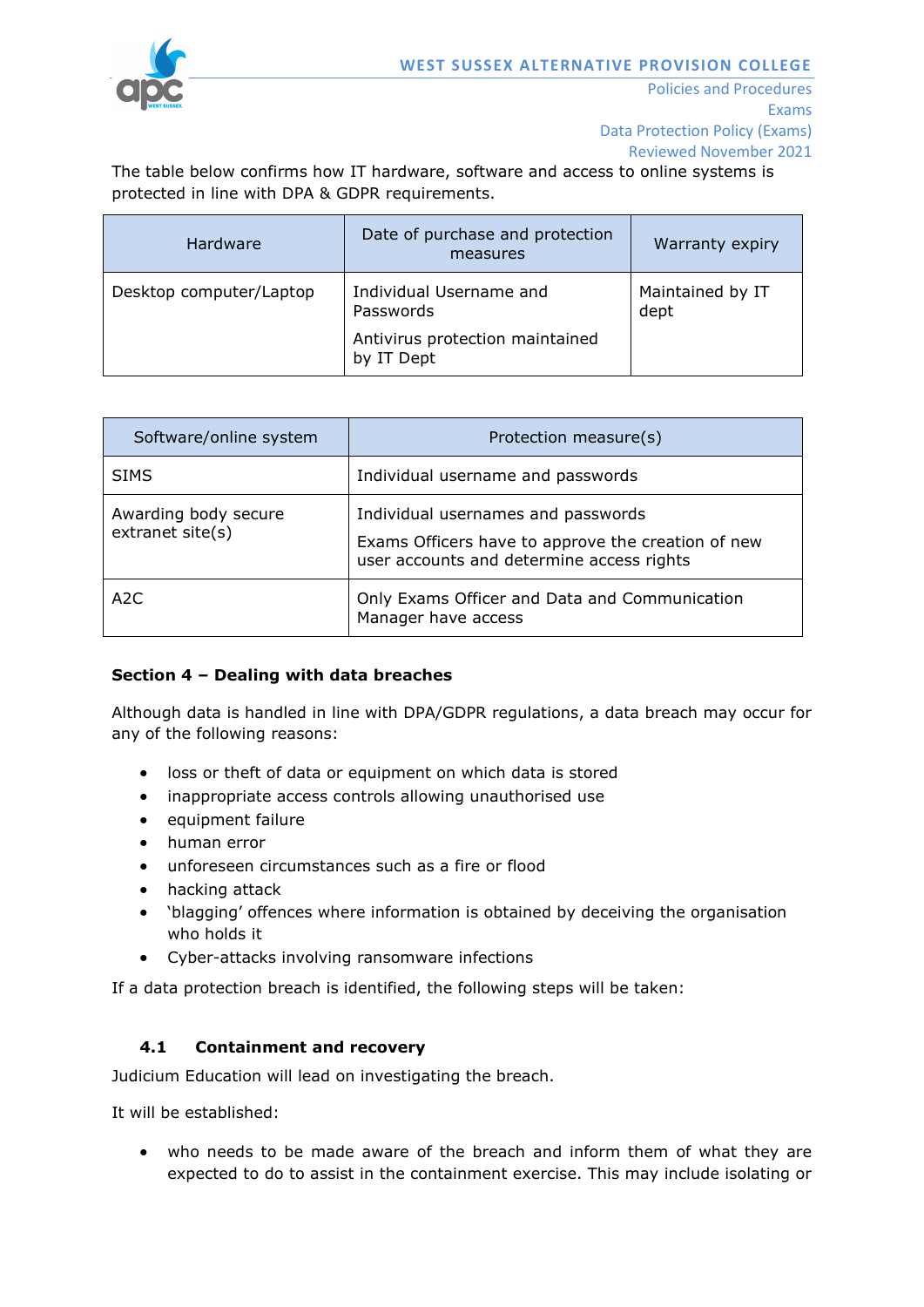The table below confirms how IT hardware, software and access to online systems is protected in line with DPA & GDPR requirements.

| Hardware | Date of purchase and protection measures | Warranty expiry |
| --- | --- | --- |
| Desktop computer/Laptop | Individual Username and Passwords<br><br>Antivirus protection maintained by IT Dept | Maintained by IT dept |

| Software/online system | Protection measure(s) |
| --- | --- |
| SIMS | Individual username and passwords |
| Awarding body secure extranet site(s) | Individual usernames and passwords<br><br>Exams Officers have to approve the creation of new user accounts and determine access rights |
| A2C | Only Exams Officer and Data and Communication Manager have access |

**Section 4 – Dealing with data breaches**

Although data is handled in line with DPA/GDPR regulations, a data breach may occur for any of the following reasons:

- loss or theft of data or equipment on which data is stored
- inappropriate access controls allowing unauthorised use
- equipment failure
- human error
- unforeseen circumstances such as a fire or flood
- hacking attack
- 'blagging' offences where information is obtained by deceiving the organisation who holds it
- Cyber-attacks involving ransomware infections

If a data protection breach is identified, the following steps will be taken:

### 4.1 Containment and recovery

Judicium Education will lead on investigating the breach.

It will be established:

- who needs to be made aware of the breach and inform them of what they are expected to do to assist in the containment exercise. This may include isolating or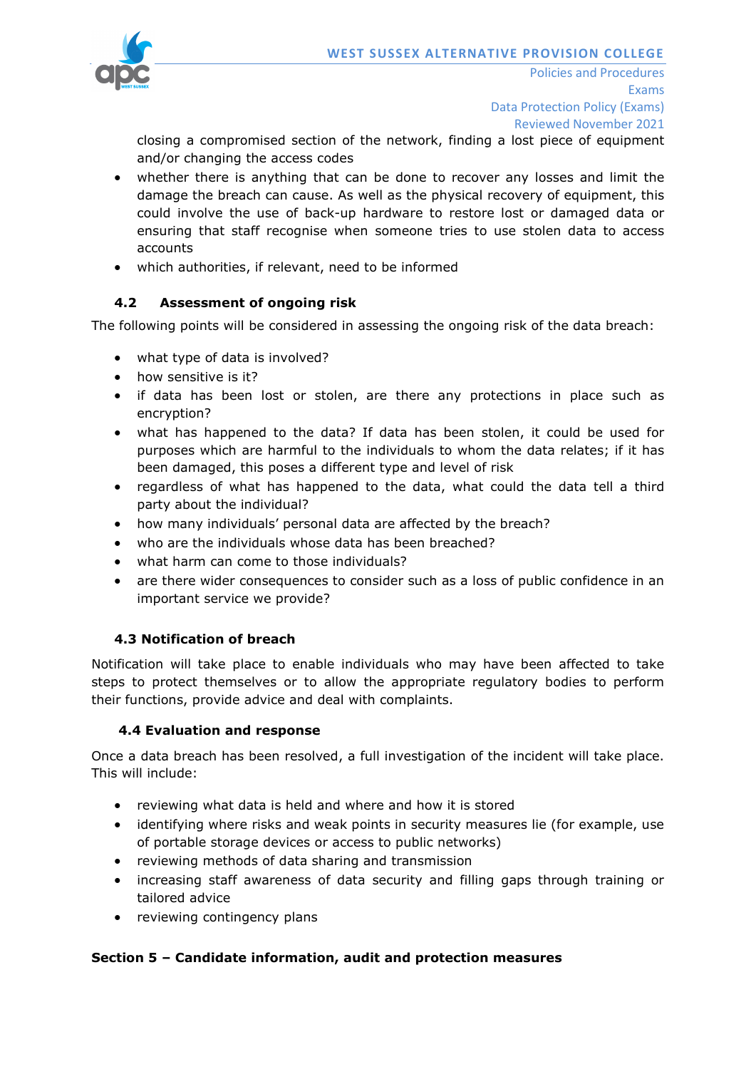closing a compromised section of the network, finding a lost piece of equipment and/or changing the access codes

- whether there is anything that can be done to recover any losses and limit the damage the breach can cause. As well as the physical recovery of equipment, this could involve the use of back-up hardware to restore lost or damaged data or ensuring that staff recognise when someone tries to use stolen data to access accounts
- which authorities, if relevant, need to be informed

### 4.2 Assessment of ongoing risk

The following points will be considered in assessing the ongoing risk of the data breach:

- what type of data is involved?
- how sensitive is it?
- if data has been lost or stolen, are there any protections in place such as encryption?
- what has happened to the data? If data has been stolen, it could be used for purposes which are harmful to the individuals to whom the data relates; if it has been damaged, this poses a different type and level of risk
- regardless of what has happened to the data, what could the data tell a third party about the individual?
- how many individuals' personal data are affected by the breach?
- who are the individuals whose data has been breached?
- what harm can come to those individuals?
- are there wider consequences to consider such as a loss of public confidence in an important service we provide?

### 4.3 Notification of breach

Notification will take place to enable individuals who may have been affected to take steps to protect themselves or to allow the appropriate regulatory bodies to perform their functions, provide advice and deal with complaints.

### 4.4 Evaluation and response

Once a data breach has been resolved, a full investigation of the incident will take place. This will include:

- reviewing what data is held and where and how it is stored
- identifying where risks and weak points in security measures lie (for example, use of portable storage devices or access to public networks)
- reviewing methods of data sharing and transmission
- increasing staff awareness of data security and filling gaps through training or tailored advice
- reviewing contingency plans

## Section 5 – Candidate information, audit and protection measures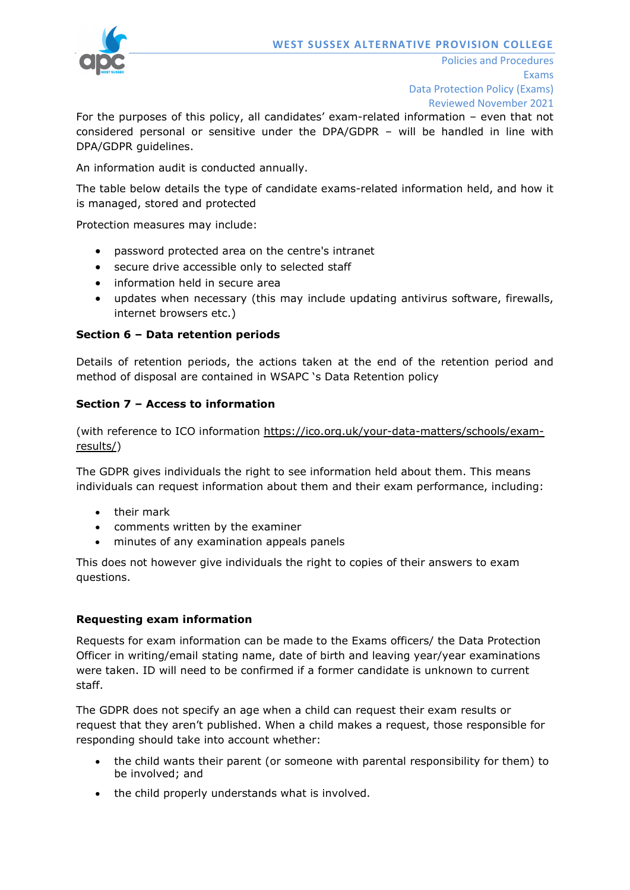For the purposes of this policy, all candidates' exam-related information – even that not considered personal or sensitive under the DPA/GDPR – will be handled in line with DPA/GDPR guidelines.

An information audit is conducted annually.

The table below details the type of candidate exams-related information held, and how it is managed, stored and protected

Protection measures may include:

- password protected area on the centre's intranet
- secure drive accessible only to selected staff
- information held in secure area
- updates when necessary (this may include updating antivirus software, firewalls, internet browsers etc.)

**Section 6 – Data retention periods**

Details of retention periods, the actions taken at the end of the retention period and method of disposal are contained in WSAPC 's Data Retention policy

**Section 7 – Access to information**

(with reference to ICO information https://ico.org.uk/your-data-matters/schools/exam-results/)

The GDPR gives individuals the right to see information held about them. This means individuals can request information about them and their exam performance, including:

- their mark
- comments written by the examiner
- minutes of any examination appeals panels

This does not however give individuals the right to copies of their answers to exam questions.

**Requesting exam information**

Requests for exam information can be made to the Exams officers/ the Data Protection Officer in writing/email stating name, date of birth and leaving year/year examinations were taken. ID will need to be confirmed if a former candidate is unknown to current staff.

The GDPR does not specify an age when a child can request their exam results or request that they aren't published. When a child makes a request, those responsible for responding should take into account whether:

- the child wants their parent (or someone with parental responsibility for them) to be involved; and
- the child properly understands what is involved.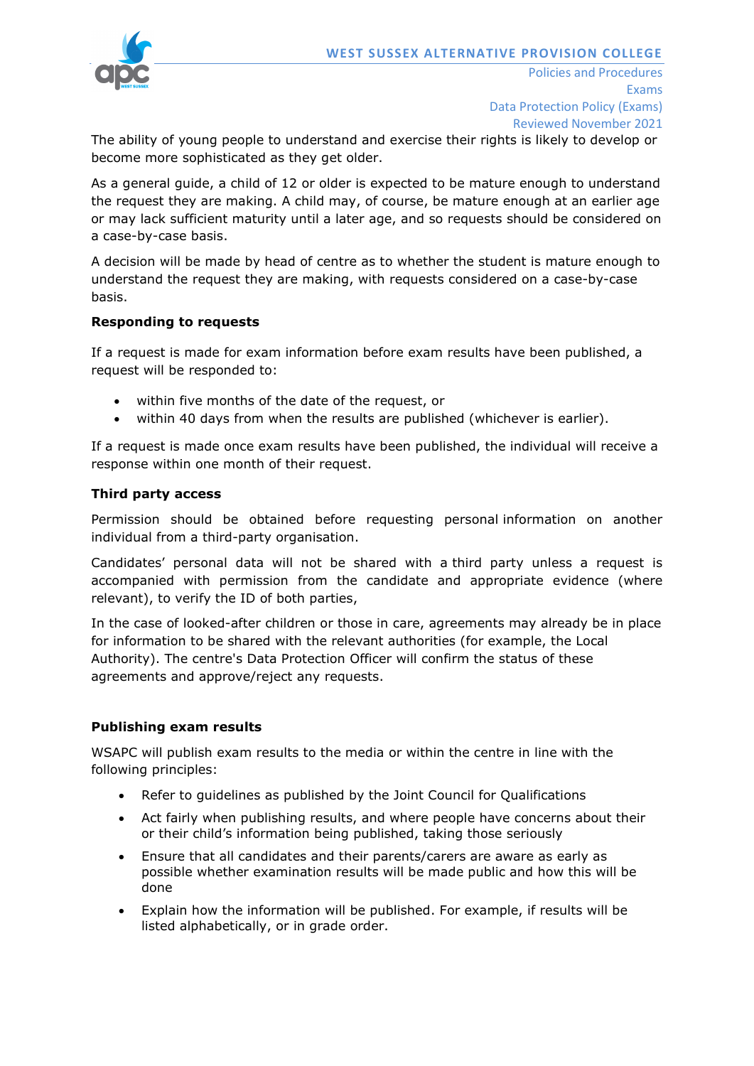The ability of young people to understand and exercise their rights is likely to develop or become more sophisticated as they get older.

As a general guide, a child of 12 or older is expected to be mature enough to understand the request they are making. A child may, of course, be mature enough at an earlier age or may lack sufficient maturity until a later age, and so requests should be considered on a case-by-case basis.

A decision will be made by head of centre as to whether the student is mature enough to understand the request they are making, with requests considered on a case-by-case basis.

**Responding to requests**

If a request is made for exam information before exam results have been published, a request will be responded to:

- within five months of the date of the request, or
- within 40 days from when the results are published (whichever is earlier).

If a request is made once exam results have been published, the individual will receive a response within one month of their request.

**Third party access**

Permission should be obtained before requesting personal information on another individual from a third-party organisation.

Candidates' personal data will not be shared with a third party unless a request is accompanied with permission from the candidate and appropriate evidence (where relevant), to verify the ID of both parties,

In the case of looked-after children or those in care, agreements may already be in place for information to be shared with the relevant authorities (for example, the Local Authority). The centre's Data Protection Officer will confirm the status of these agreements and approve/reject any requests.

**Publishing exam results**

WSAPC will publish exam results to the media or within the centre in line with the following principles:

- Refer to guidelines as published by the Joint Council for Qualifications
- Act fairly when publishing results, and where people have concerns about their or their child's information being published, taking those seriously
- Ensure that all candidates and their parents/carers are aware as early as possible whether examination results will be made public and how this will be done
- Explain how the information will be published. For example, if results will be listed alphabetically, or in grade order.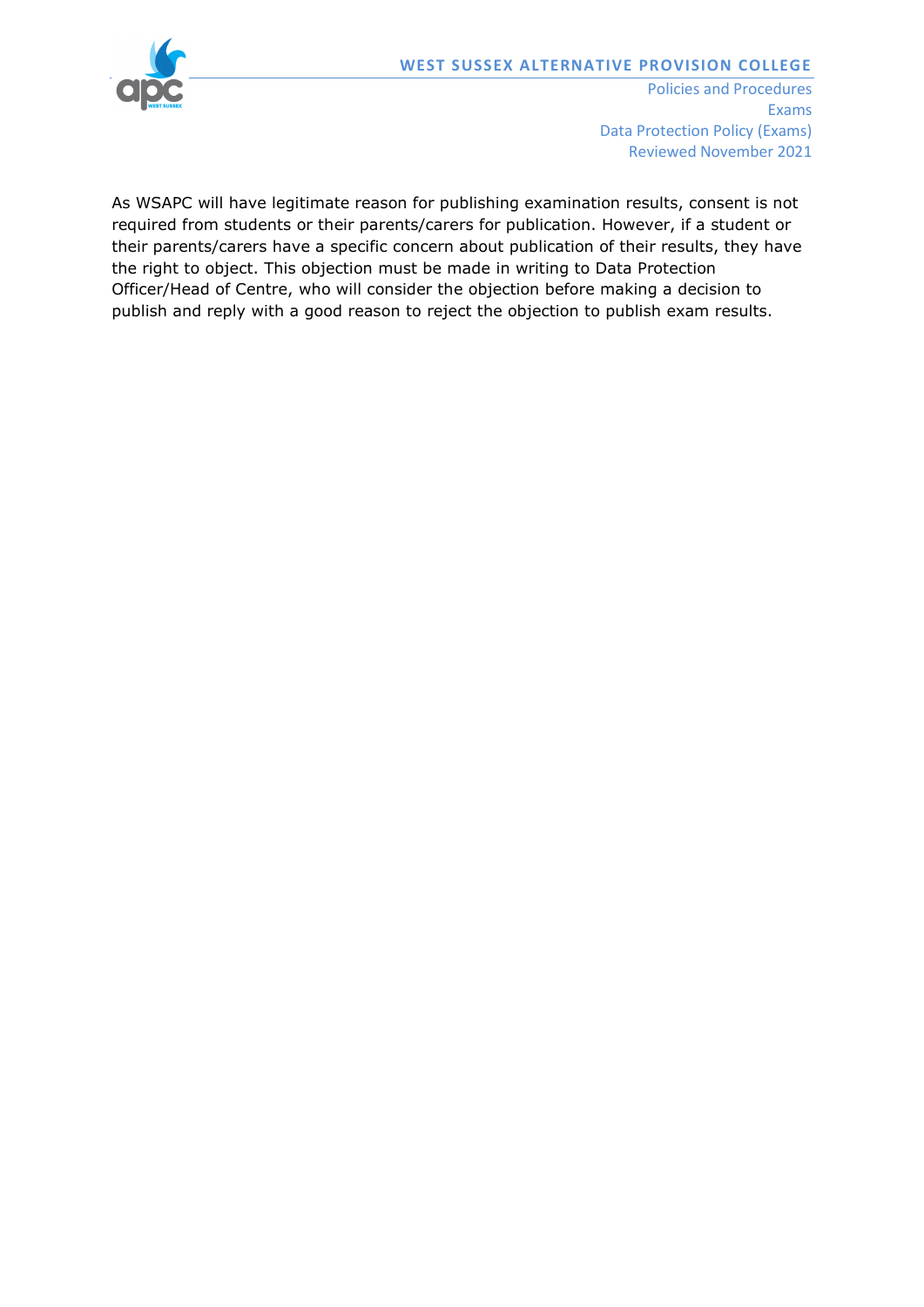As WSAPC will have legitimate reason for publishing examination results, consent is not required from students or their parents/carers for publication. However, if a student or their parents/carers have a specific concern about publication of their results, they have the right to object. This objection must be made in writing to Data Protection Officer/Head of Centre, who will consider the objection before making a decision to publish and reply with a good reason to reject the objection to publish exam results.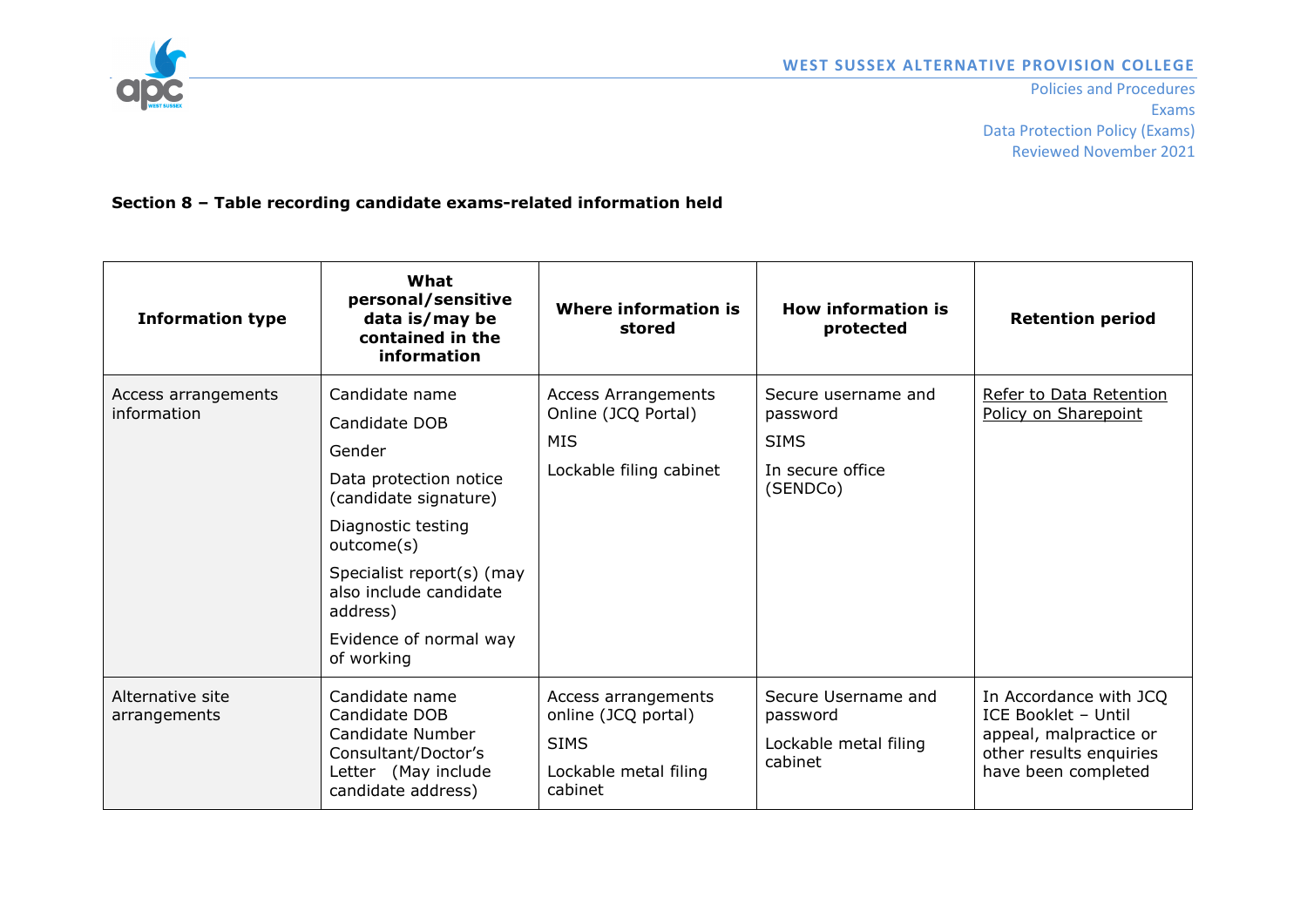**Section 8 – Table recording candidate exams-related information held**

| Information type | What personal/sensitive data is/may be contained in the information | Where information is stored | How information is protected | Retention period |
|---|---|---|---|---|
| Access arrangements information | Candidate name<br>Candidate DOB<br>Gender<br>Data protection notice (candidate signature)<br>Diagnostic testing outcome(s)<br>Specialist report(s) (may also include candidate address)<br>Evidence of normal way of working | Access Arrangements Online (JCQ Portal)<br>MIS<br>Lockable filing cabinet | Secure username and password<br>SIMS<br>In secure office (SENDCo) | Refer to Data Retention Policy on Sharepoint |
| Alternative site arrangements | Candidate name<br>Candidate DOB<br>Candidate Number<br>Consultant/Doctor's Letter (May include candidate address) | Access arrangements online (JCQ portal)<br>SIMS<br>Lockable metal filing cabinet | Secure Username and password<br>Lockable metal filing cabinet | In Accordance with JCQ ICE Booklet – Until appeal, malpractice or other results enquiries have been completed |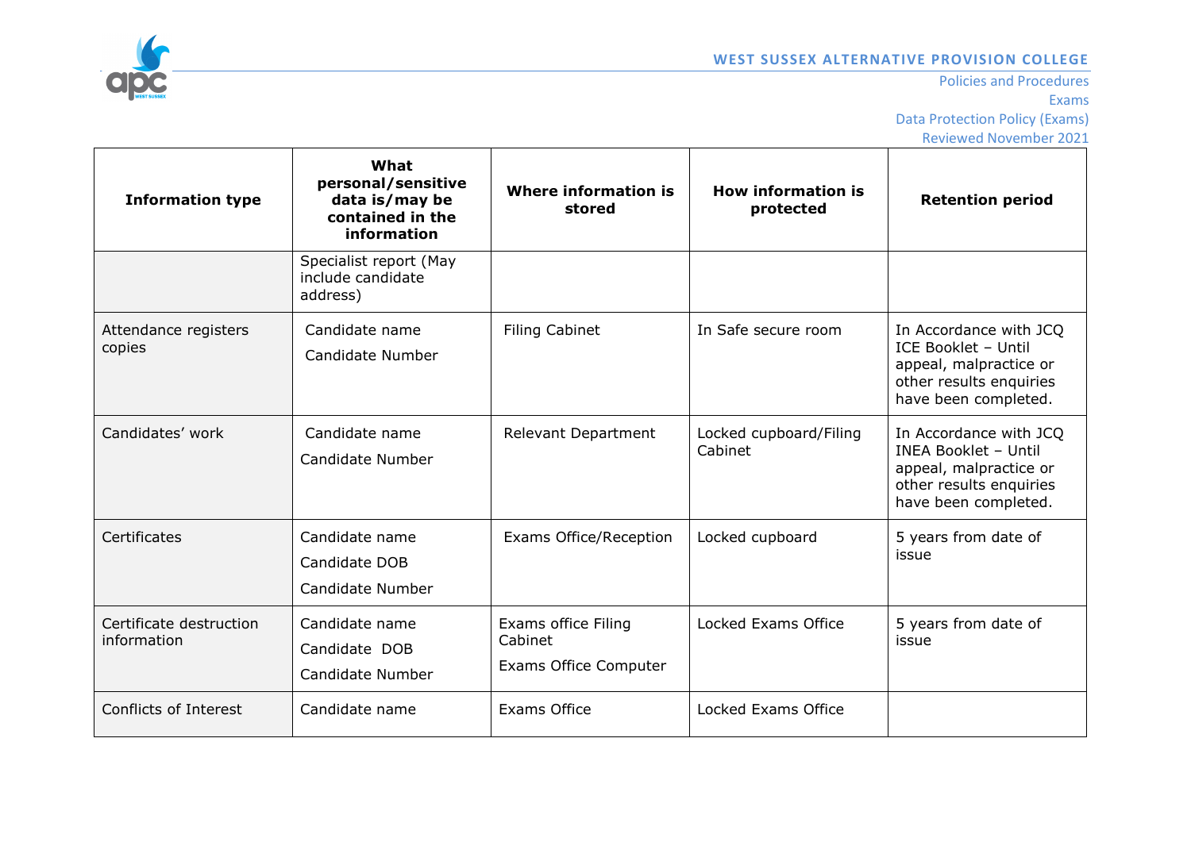| Information type | What personal/sensitive data is/may be contained in the information | Where information is stored | How information is protected | Retention period |
|---|---|---|---|---|
| | Specialist report (May include candidate address) | | | |
| Attendance registers copies | Candidate name<br>Candidate Number | Filing Cabinet | In Safe secure room | In Accordance with JCQ ICE Booklet – Until appeal, malpractice or other results enquiries have been completed. |
| Candidates' work | Candidate name<br>Candidate Number | Relevant Department | Locked cupboard/Filing Cabinet | In Accordance with JCQ INEA Booklet – Until appeal, malpractice or other results enquiries have been completed. |
| Certificates | Candidate name<br>Candidate DOB<br>Candidate Number | Exams Office/Reception | Locked cupboard | 5 years from date of issue |
| Certificate destruction information | Candidate name<br>Candidate DOB<br>Candidate Number | Exams office Filing Cabinet<br>Exams Office Computer | Locked Exams Office | 5 years from date of issue |
| Conflicts of Interest | Candidate name | Exams Office | Locked Exams Office | |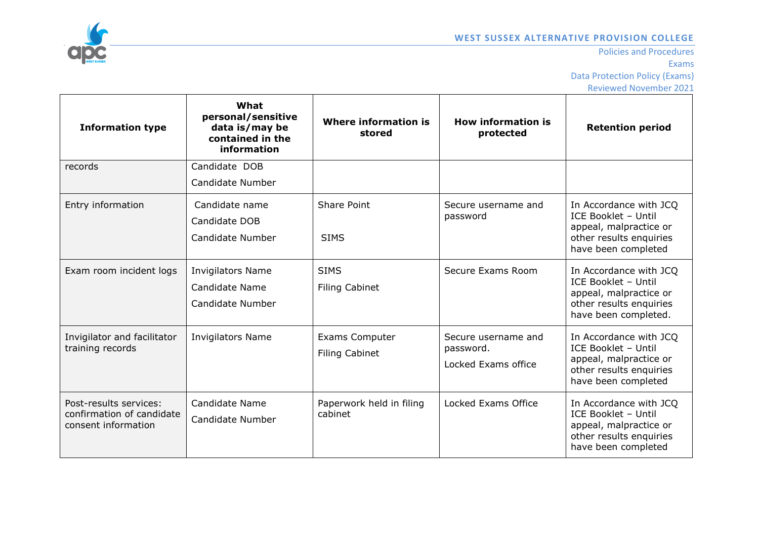| Information type | What personal/sensitive data is/may be contained in the information | Where information is stored | How information is protected | Retention period |
|---|---|---|---|---|
| records | Candidate DOB<br>Candidate Number | | | |
| Entry information | Candidate name<br>Candidate DOB<br>Candidate Number | Share Point<br><br>SIMS | Secure username and password | In Accordance with JCQ ICE Booklet – Until appeal, malpractice or other results enquiries have been completed |
| Exam room incident logs | Invigilators Name<br>Candidate Name<br>Candidate Number | SIMS<br>Filing Cabinet | Secure Exams Room | In Accordance with JCQ ICE Booklet – Until appeal, malpractice or other results enquiries have been completed. |
| Invigilator and facilitator training records | Invigilators Name | Exams Computer<br>Filing Cabinet | Secure username and password.<br>Locked Exams office | In Accordance with JCQ ICE Booklet – Until appeal, malpractice or other results enquiries have been completed |
| Post-results services: confirmation of candidate consent information | Candidate Name<br>Candidate Number | Paperwork held in filing cabinet | Locked Exams Office | In Accordance with JCQ ICE Booklet – Until appeal, malpractice or other results enquiries have been completed |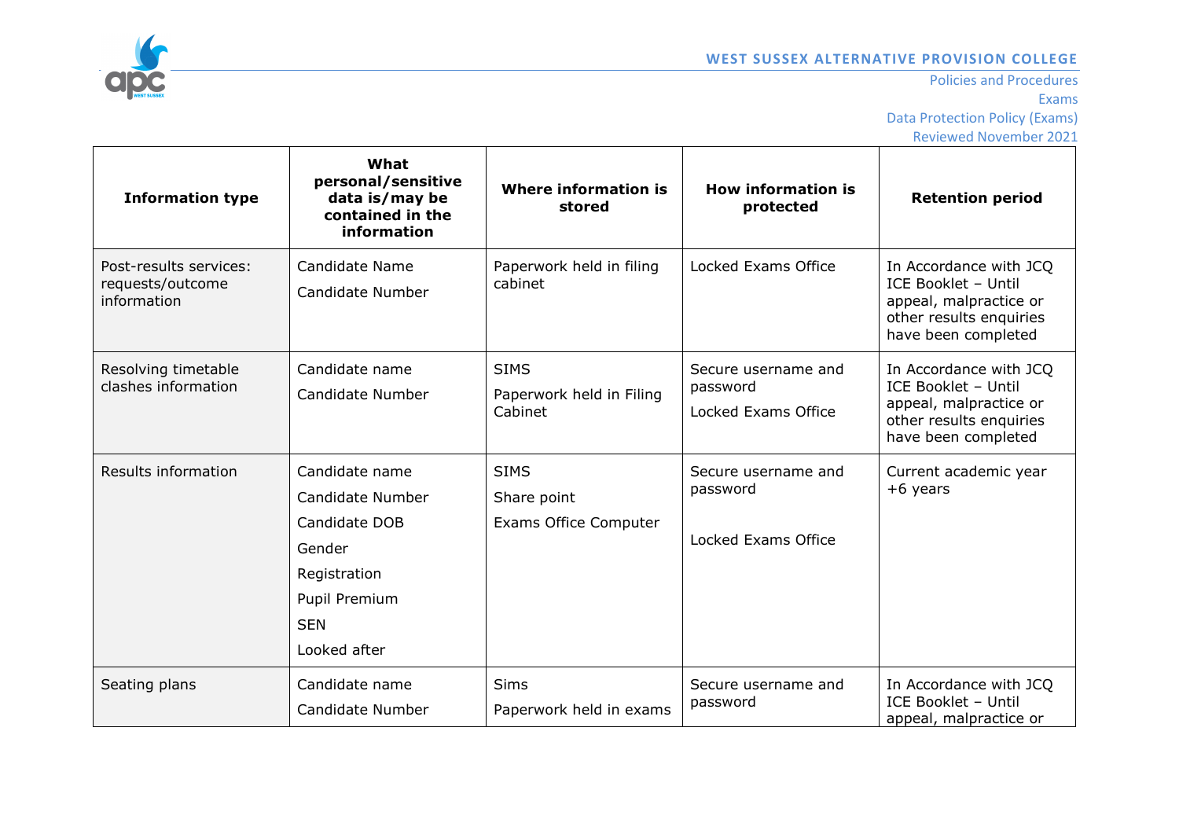| Information type | What personal/sensitive data is/may be contained in the information | Where information is stored | How information is protected | Retention period |
|---|---|---|---|---|
| Post-results services: requests/outcome information | Candidate Name<br>Candidate Number | Paperwork held in filing cabinet | Locked Exams Office | In Accordance with JCQ ICE Booklet – Until appeal, malpractice or other results enquiries have been completed |
| Resolving timetable clashes information | Candidate name<br>Candidate Number | SIMS<br>Paperwork held in Filing Cabinet | Secure username and password<br>Locked Exams Office | In Accordance with JCQ ICE Booklet – Until appeal, malpractice or other results enquiries have been completed |
| Results information | Candidate name<br>Candidate Number<br>Candidate DOB<br>Gender<br>Registration<br>Pupil Premium<br>SEN<br>Looked after | SIMS<br>Share point<br>Exams Office Computer | Secure username and password<br>Locked Exams Office | Current academic year +6 years |
| Seating plans | Candidate name<br>Candidate Number | Sims<br>Paperwork held in exams | Secure username and password | In Accordance with JCQ ICE Booklet – Until appeal, malpractice or |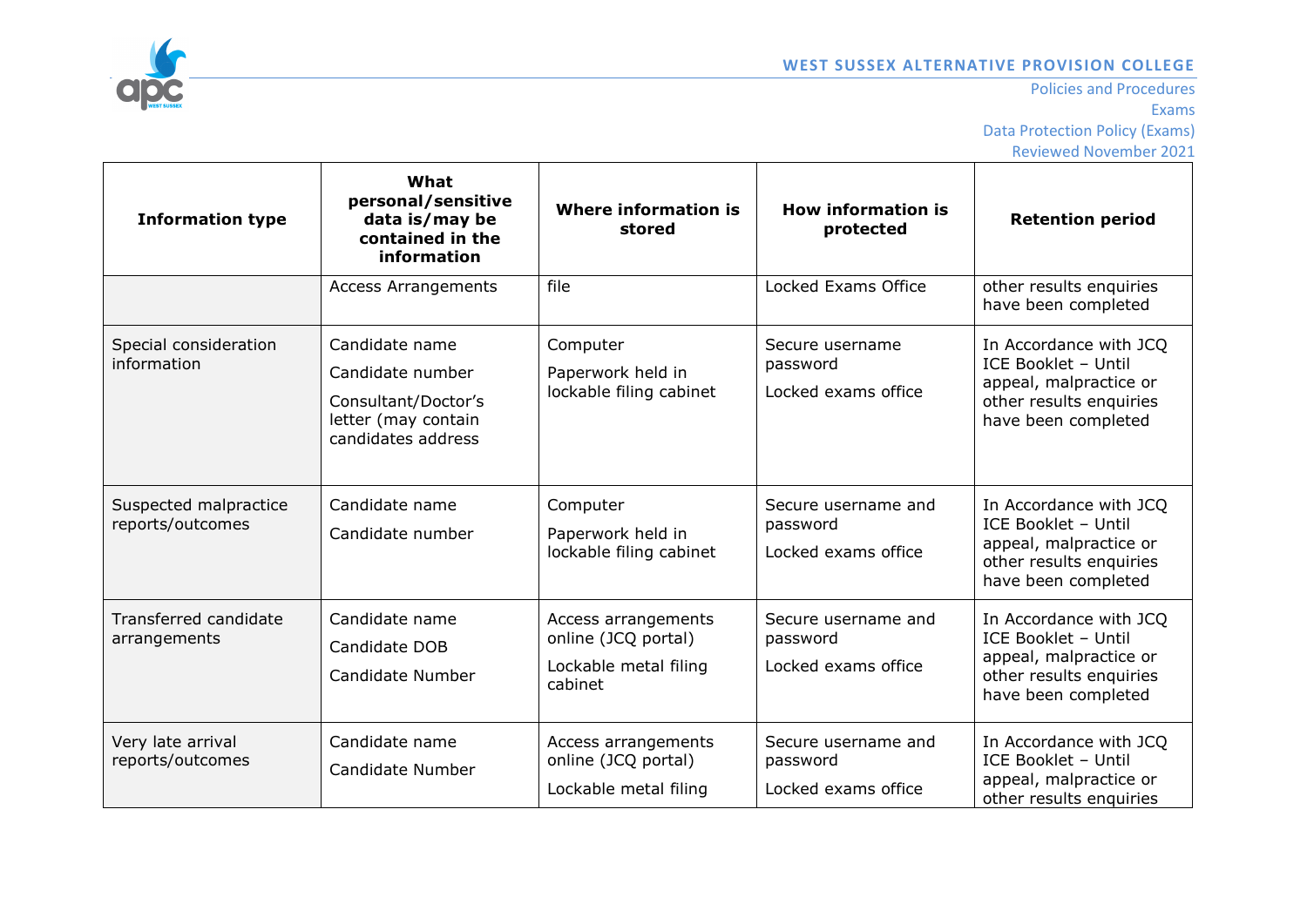| Information type | What personal/sensitive data is/may be contained in the information | Where information is stored | How information is protected | Retention period |
|---|---|---|---|---|
| | Access Arrangements | file | Locked Exams Office | other results enquiries have been completed |
| Special consideration information | Candidate name<br>Candidate number<br>Consultant/Doctor's letter (may contain candidates address | Computer<br>Paperwork held in lockable filing cabinet | Secure username password<br>Locked exams office | In Accordance with JCQ ICE Booklet – Until appeal, malpractice or other results enquiries have been completed |
| Suspected malpractice reports/outcomes | Candidate name<br>Candidate number | Computer<br>Paperwork held in lockable filing cabinet | Secure username and password<br>Locked exams office | In Accordance with JCQ ICE Booklet – Until appeal, malpractice or other results enquiries have been completed |
| Transferred candidate arrangements | Candidate name<br>Candidate DOB<br>Candidate Number | Access arrangements online (JCQ portal)<br>Lockable metal filing cabinet | Secure username and password<br>Locked exams office | In Accordance with JCQ ICE Booklet – Until appeal, malpractice or other results enquiries have been completed |
| Very late arrival reports/outcomes | Candidate name<br>Candidate Number | Access arrangements online (JCQ portal)<br>Lockable metal filing | Secure username and password<br>Locked exams office | In Accordance with JCQ ICE Booklet – Until appeal, malpractice or other results enquiries |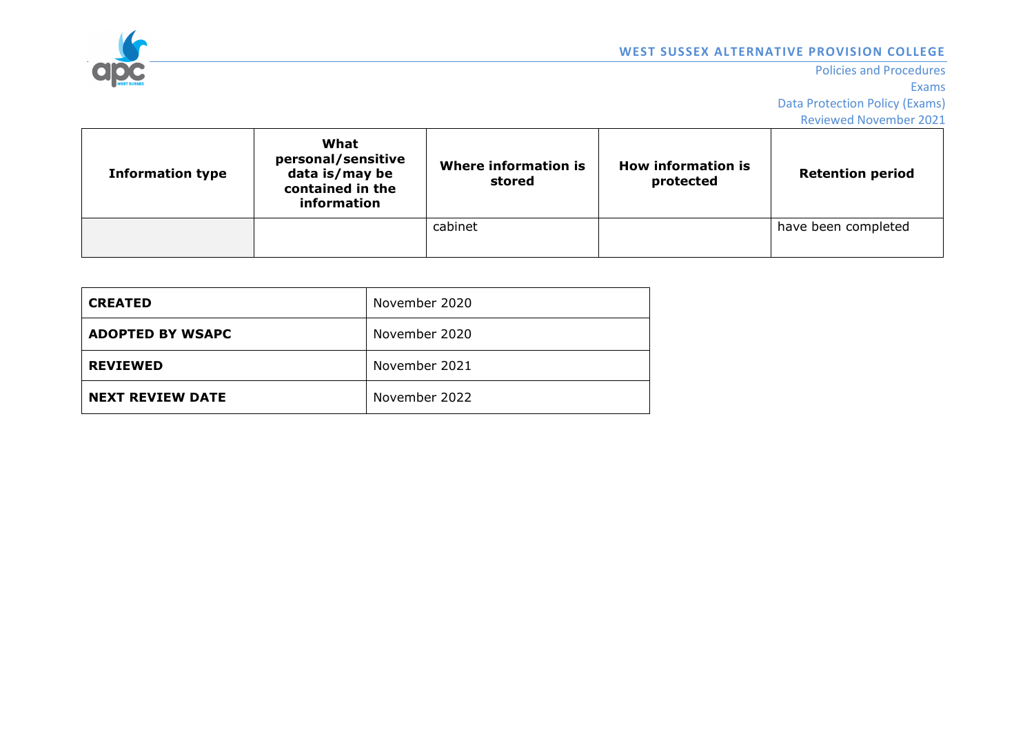| Information type | What personal/sensitive data is/may be contained in the information | Where information is stored | How information is protected | Retention period |
|---|---|---|---|---|
| | | cabinet | | have been completed |

| | |
|---|---|
| **CREATED** | November 2020 |
| **ADOPTED BY WSAPC** | November 2020 |
| **REVIEWED** | November 2021 |
| **NEXT REVIEW DATE** | November 2022 |